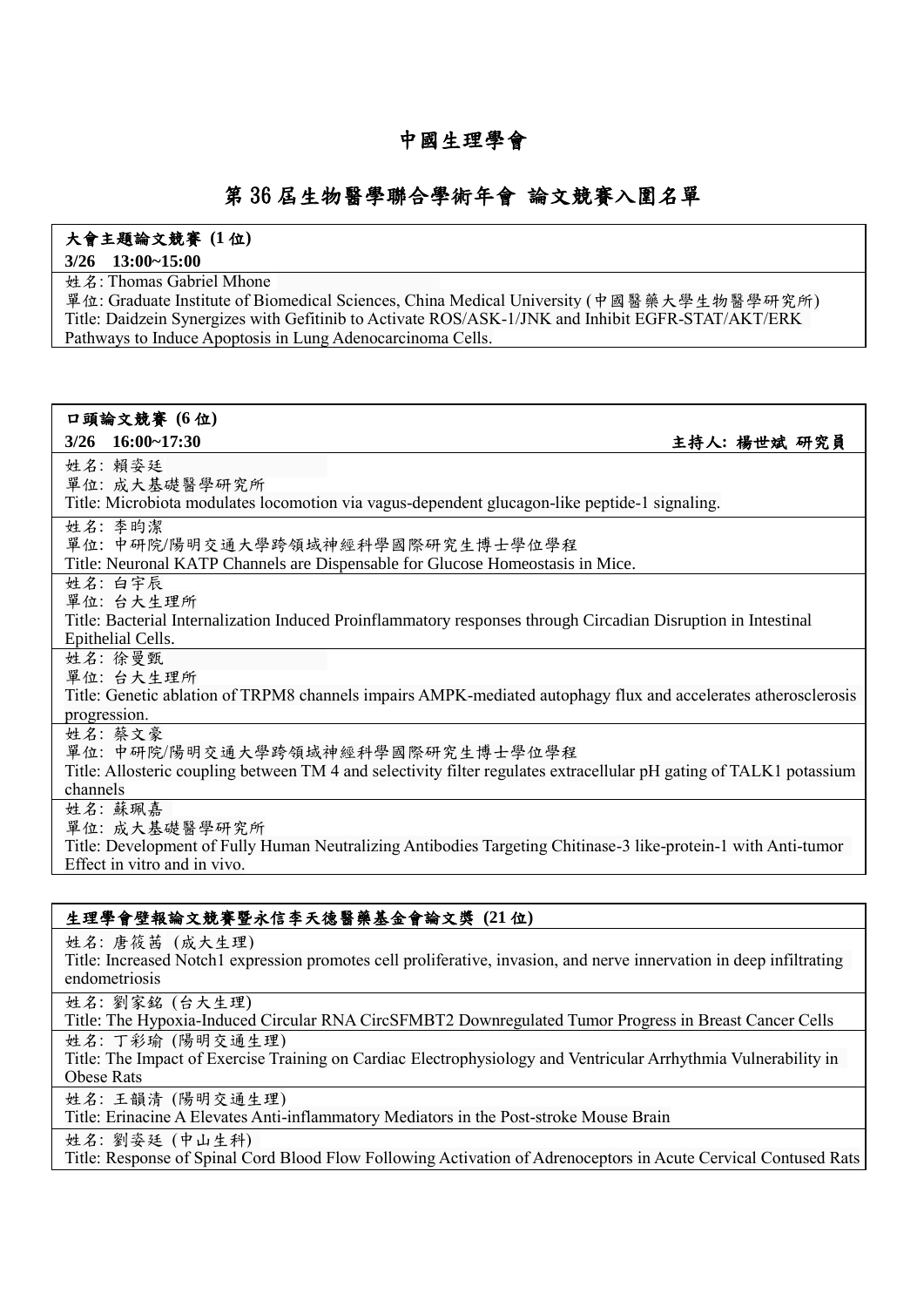# 中國生理學會

## 第 36 屆生物醫學聯合學術年會 論文競賽入圍名單

### 大會主題論文競賽 (1 位)

**3/26 13:00~15:00**

姓名: Thomas Gabriel Mhone
單位: Graduate Institute of Biomedical Sciences, China Medical University (中國醫藥大學生物醫學研究所)
Title: Daidzein Synergizes with Gefitinib to Activate ROS/ASK-1/JNK and Inhibit EGFR-STAT/AKT/ERK Pathways to Induce Apoptosis in Lung Adenocarcinoma Cells.

### 口頭論文競賽 (6 位)

**3/26 16:00~17:30** **主持人: 楊世斌 研究員**

姓名: 賴姿廷
單位: 成大基礎醫學研究所
Title: Microbiota modulates locomotion via vagus-dependent glucagon-like peptide-1 signaling.

姓名: 李昀潔
單位: 中研院/陽明交通大學跨領域神經科學國際研究生博士學位學程
Title: Neuronal KATP Channels are Dispensable for Glucose Homeostasis in Mice.

姓名: 白宇辰
單位: 台大生理所
Title: Bacterial Internalization Induced Proinflammatory responses through Circadian Disruption in Intestinal Epithelial Cells.

姓名: 徐曼甄
單位: 台大生理所
Title: Genetic ablation of TRPM8 channels impairs AMPK-mediated autophagy flux and accelerates atherosclerosis progression.

姓名: 蔡文豪
單位: 中研院/陽明交通大學跨領域神經科學國際研究生博士學位學程
Title: Allosteric coupling between TM 4 and selectivity filter regulates extracellular pH gating of TALK1 potassium channels

姓名: 蘇珮嘉
單位: 成大基礎醫學研究所
Title: Development of Fully Human Neutralizing Antibodies Targeting Chitinase-3 like-protein-1 with Anti-tumor Effect in vitro and in vivo.

### 生理學會壁報論文競賽暨永信李天德醫藥基金會論文獎 (21 位)

姓名: 唐筱茜 (成大生理)
Title: Increased Notch1 expression promotes cell proliferative, invasion, and nerve innervation in deep infiltrating endometriosis

姓名: 劉家銘 (台大生理)
Title: The Hypoxia-Induced Circular RNA CircSFMBT2 Downregulated Tumor Progress in Breast Cancer Cells

姓名: 丁彩瑜 (陽明交通生理)
Title: The Impact of Exercise Training on Cardiac Electrophysiology and Ventricular Arrhythmia Vulnerability in Obese Rats

姓名: 王韻清 (陽明交通生理)
Title: Erinacine A Elevates Anti-inflammatory Mediators in the Post-stroke Mouse Brain

姓名: 劉姿廷 (中山生科)
Title: Response of Spinal Cord Blood Flow Following Activation of Adrenoceptors in Acute Cervical Contused Rats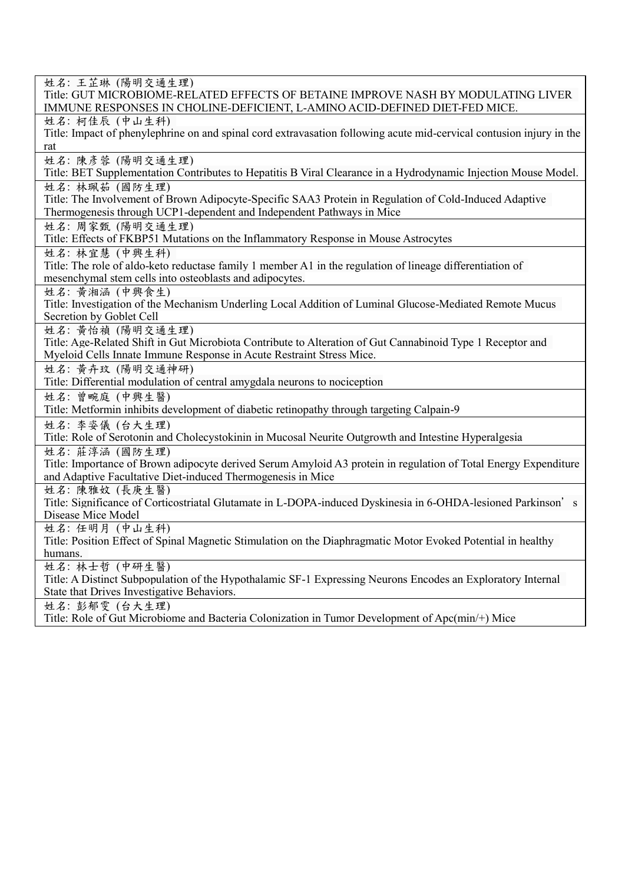| |
|---|
| 姓名: 王芷琳 (陽明交通生理)<br>Title: GUT MICROBIOME-RELATED EFFECTS OF BETAINE IMPROVE NASH BY MODULATING LIVER IMMUNE RESPONSES IN CHOLINE-DEFICIENT, L-AMINO ACID-DEFINED DIET-FED MICE. |
| 姓名: 柯佳辰 (中山生科)<br>Title: Impact of phenylephrine on and spinal cord extravasation following acute mid-cervical contusion injury in the rat |
| 姓名: 陳彥蓉 (陽明交通生理)<br>Title: BET Supplementation Contributes to Hepatitis B Viral Clearance in a Hydrodynamic Injection Mouse Model. |
| 姓名: 林珮茹 (國防生理)<br>Title: The Involvement of Brown Adipocyte-Specific SAA3 Protein in Regulation of Cold-Induced Adaptive Thermogenesis through UCP1-dependent and Independent Pathways in Mice |
| 姓名: 周家甄 (陽明交通生理)<br>Title: Effects of FKBP51 Mutations on the Inflammatory Response in Mouse Astrocytes |
| 姓名: 林宜慧 (中興生科)<br>Title: The role of aldo-keto reductase family 1 member A1 in the regulation of lineage differentiation of mesenchymal stem cells into osteoblasts and adipocytes. |
| 姓名: 黃湘涵 (中興食生)<br>Title: Investigation of the Mechanism Underling Local Addition of Luminal Glucose-Mediated Remote Mucus Secretion by Goblet Cell |
| 姓名: 黃怡禎 (陽明交通生理)<br>Title: Age-Related Shift in Gut Microbiota Contribute to Alteration of Gut Cannabinoid Type 1 Receptor and Myeloid Cells Innate Immune Response in Acute Restraint Stress Mice. |
| 姓名: 黃卉玟 (陽明交通神研)<br>Title: Differential modulation of central amygdala neurons to nociception |
| 姓名: 曾畹庭 (中興生醫)<br>Title: Metformin inhibits development of diabetic retinopathy through targeting Calpain-9 |
| 姓名: 李姿儀 (台大生理)<br>Title: Role of Serotonin and Cholecystokinin in Mucosal Neurite Outgrowth and Intestine Hyperalgesia |
| 姓名: 莊淳涵 (國防生理)<br>Title: Importance of Brown adipocyte derived Serum Amyloid A3 protein in regulation of Total Energy Expenditure and Adaptive Facultative Diet-induced Thermogenesis in Mice |
| 姓名: 陳雅妏 (長庚生醫)<br>Title: Significance of Corticostriatal Glutamate in L-DOPA-induced Dyskinesia in 6-OHDA-lesioned Parkinson's Disease Mice Model |
| 姓名: 任明月 (中山生科)<br>Title: Position Effect of Spinal Magnetic Stimulation on the Diaphragmatic Motor Evoked Potential in healthy humans. |
| 姓名: 林士哲 (中研生醫)<br>Title: A Distinct Subpopulation of the Hypothalamic SF-1 Expressing Neurons Encodes an Exploratory Internal State that Drives Investigative Behaviors. |
| 姓名: 彭郁雯 (台大生理)<br>Title: Role of Gut Microbiome and Bacteria Colonization in Tumor Development of Apc(min/+) Mice |